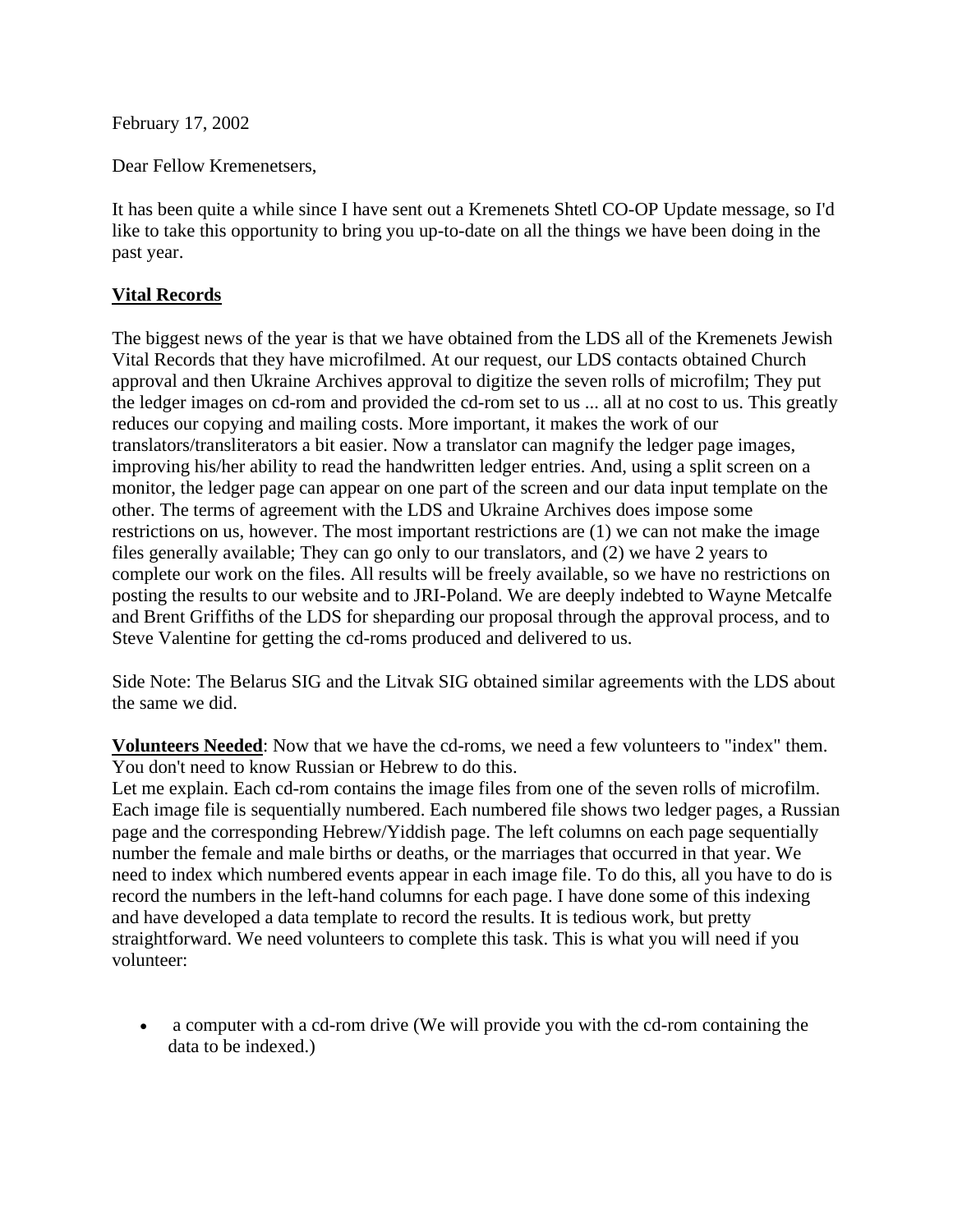February 17, 2002

Dear Fellow Kremenetsers,

It has been quite a while since I have sent out a Kremenets Shtetl CO-OP Update message, so I'd like to take this opportunity to bring you up-to-date on all the things we have been doing in the past year.

## Vital Records

The biggest news of the year is that we have obtained from the LDS all of the Kremenets Jewish Vital Records that they have microfilmed. At our request, our LDS contacts obtained Church approval and then Ukraine Archives approval to digitize the seven rolls of microfilm; They put the ledger images on cd-rom and provided the cd-rom set to us ... all at no cost to us. This greatly reduces our copying and mailing costs. More important, it makes the work of our translators/transliterators a bit easier. Now a translator can magnify the ledger page images, improving his/her ability to read the handwritten ledger entries. And, using a split screen on a monitor, the ledger page can appear on one part of the screen and our data input template on the other. The terms of agreement with the LDS and Ukraine Archives does impose some restrictions on us, however. The most important restrictions are (1) we can not make the image files generally available; They can go only to our translators, and (2) we have 2 years to complete our work on the files. All results will be freely available, so we have no restrictions on posting the results to our website and to JRI-Poland. We are deeply indebted to Wayne Metcalfe and Brent Griffiths of the LDS for sheparding our proposal through the approval process, and to Steve Valentine for getting the cd-roms produced and delivered to us.

Side Note: The Belarus SIG and the Litvak SIG obtained similar agreements with the LDS about the same we did.

**Volunteers Needed**: Now that we have the cd-roms, we need a few volunteers to "index" them. You don't need to know Russian or Hebrew to do this.
Let me explain. Each cd-rom contains the image files from one of the seven rolls of microfilm. Each image file is sequentially numbered. Each numbered file shows two ledger pages, a Russian page and the corresponding Hebrew/Yiddish page. The left columns on each page sequentially number the female and male births or deaths, or the marriages that occurred in that year. We need to index which numbered events appear in each image file. To do this, all you have to do is record the numbers in the left-hand columns for each page. I have done some of this indexing and have developed a data template to record the results. It is tedious work, but pretty straightforward. We need volunteers to complete this task. This is what you will need if you volunteer:

- a computer with a cd-rom drive (We will provide you with the cd-rom containing the data to be indexed.)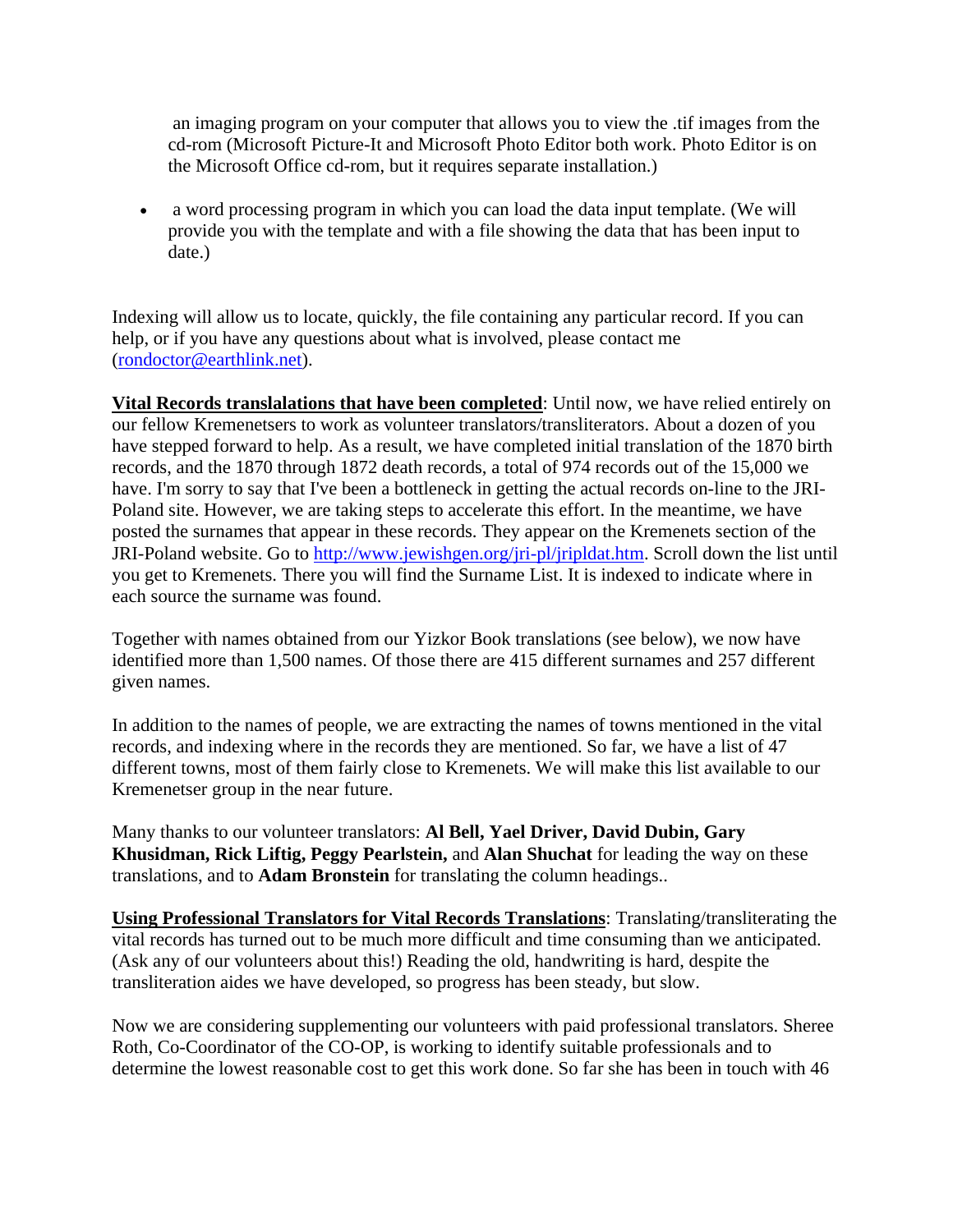- an imaging program on your computer that allows you to view the .tif images from the cd-rom (Microsoft Picture-It and Microsoft Photo Editor both work. Photo Editor is on the Microsoft Office cd-rom, but it requires separate installation.)

- a word processing program in which you can load the data input template. (We will provide you with the template and with a file showing the data that has been input to date.)

Indexing will allow us to locate, quickly, the file containing any particular record. If you can help, or if you have any questions about what is involved, please contact me (rondoctor@earthlink.net).

**Vital Records translalations that have been completed**: Until now, we have relied entirely on our fellow Kremenetsers to work as volunteer translators/transliterators. About a dozen of you have stepped forward to help. As a result, we have completed initial translation of the 1870 birth records, and the 1870 through 1872 death records, a total of 974 records out of the 15,000 we have. I'm sorry to say that I've been a bottleneck in getting the actual records on-line to the JRI-Poland site. However, we are taking steps to accelerate this effort. In the meantime, we have posted the surnames that appear in these records. They appear on the Kremenets section of the JRI-Poland website. Go to http://www.jewishgen.org/jri-pl/jripldat.htm. Scroll down the list until you get to Kremenets. There you will find the Surname List. It is indexed to indicate where in each source the surname was found.

Together with names obtained from our Yizkor Book translations (see below), we now have identified more than 1,500 names. Of those there are 415 different surnames and 257 different given names.

In addition to the names of people, we are extracting the names of towns mentioned in the vital records, and indexing where in the records they are mentioned. So far, we have a list of 47 different towns, most of them fairly close to Kremenets. We will make this list available to our Kremenetser group in the near future.

Many thanks to our volunteer translators: **Al Bell, Yael Driver, David Dubin, Gary Khusidman, Rick Liftig, Peggy Pearlstein,** and **Alan Shuchat** for leading the way on these translations, and to **Adam Bronstein** for translating the column headings..

**Using Professional Translators for Vital Records Translations**: Translating/transliterating the vital records has turned out to be much more difficult and time consuming than we anticipated. (Ask any of our volunteers about this!) Reading the old, handwriting is hard, despite the transliteration aides we have developed, so progress has been steady, but slow.

Now we are considering supplementing our volunteers with paid professional translators. Sheree Roth, Co-Coordinator of the CO-OP, is working to identify suitable professionals and to determine the lowest reasonable cost to get this work done. So far she has been in touch with 46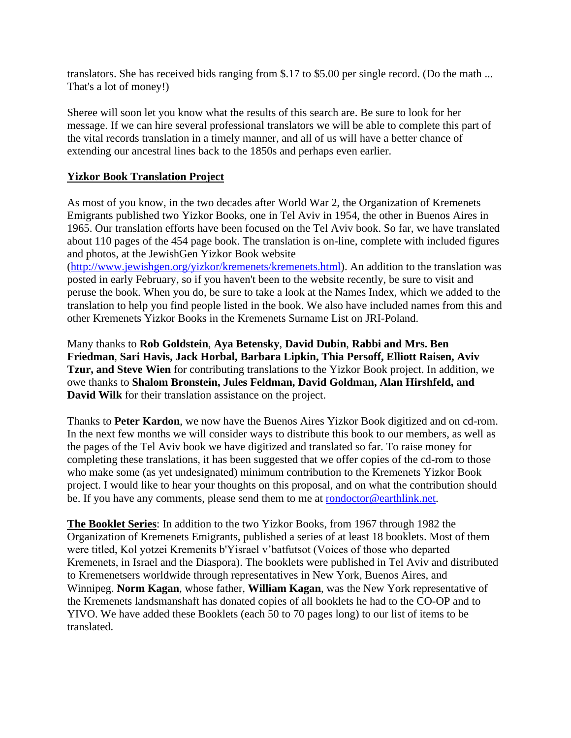translators. She has received bids ranging from $.17 to $5.00 per single record. (Do the math ... That's a lot of money!)

Sheree will soon let you know what the results of this search are. Be sure to look for her message. If we can hire several professional translators we will be able to complete this part of the vital records translation in a timely manner, and all of us will have a better chance of extending our ancestral lines back to the 1850s and perhaps even earlier.

**Yizkor Book Translation Project**

As most of you know, in the two decades after World War 2, the Organization of Kremenets Emigrants published two Yizkor Books, one in Tel Aviv in 1954, the other in Buenos Aires in 1965. Our translation efforts have been focused on the Tel Aviv book. So far, we have translated about 110 pages of the 454 page book. The translation is on-line, complete with included figures and photos, at the JewishGen Yizkor Book website (http://www.jewishgen.org/yizkor/kremenets/kremenets.html). An addition to the translation was posted in early February, so if you haven't been to the website recently, be sure to visit and peruse the book. When you do, be sure to take a look at the Names Index, which we added to the translation to help you find people listed in the book. We also have included names from this and other Kremenets Yizkor Books in the Kremenets Surname List on JRI-Poland.

Many thanks to **Rob Goldstein**, **Aya Betensky**, **David Dubin**, **Rabbi and Mrs. Ben Friedman**, **Sari Havis, Jack Horbal, Barbara Lipkin, Thia Persoff, Elliott Raisen, Aviv Tzur, and Steve Wien** for contributing translations to the Yizkor Book project. In addition, we owe thanks to **Shalom Bronstein, Jules Feldman, David Goldman, Alan Hirshfeld, and David Wilk** for their translation assistance on the project.

Thanks to **Peter Kardon**, we now have the Buenos Aires Yizkor Book digitized and on cd-rom. In the next few months we will consider ways to distribute this book to our members, as well as the pages of the Tel Aviv book we have digitized and translated so far. To raise money for completing these translations, it has been suggested that we offer copies of the cd-rom to those who make some (as yet undesignated) minimum contribution to the Kremenets Yizkor Book project. I would like to hear your thoughts on this proposal, and on what the contribution should be. If you have any comments, please send them to me at rondoctor@earthlink.net.

**The Booklet Series**: In addition to the two Yizkor Books, from 1967 through 1982 the Organization of Kremenets Emigrants, published a series of at least 18 booklets. Most of them were titled, Kol yotzei Kremenits b'Yisrael v'batfutsot (Voices of those who departed Kremenets, in Israel and the Diaspora). The booklets were published in Tel Aviv and distributed to Kremenetsers worldwide through representatives in New York, Buenos Aires, and Winnipeg. **Norm Kagan**, whose father, **William Kagan**, was the New York representative of the Kremenets landsmanshaft has donated copies of all booklets he had to the CO-OP and to YIVO. We have added these Booklets (each 50 to 70 pages long) to our list of items to be translated.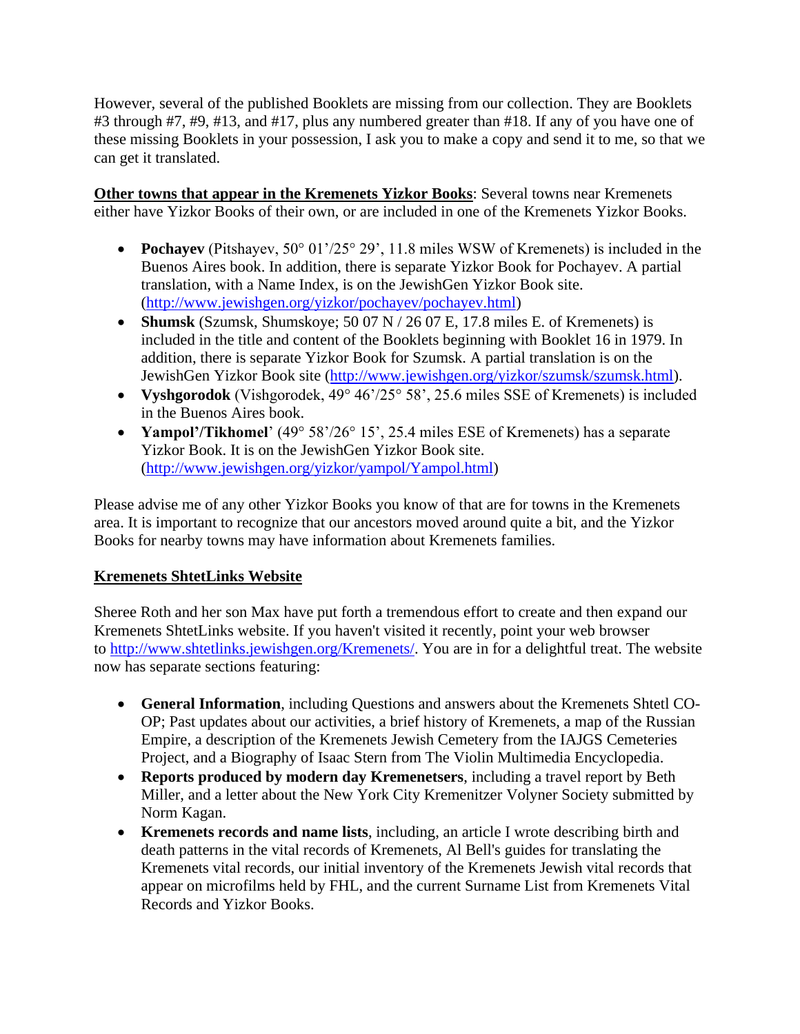However, several of the published Booklets are missing from our collection. They are Booklets #3 through #7, #9, #13, and #17, plus any numbered greater than #18. If any of you have one of these missing Booklets in your possession, I ask you to make a copy and send it to me, so that we can get it translated.

**Other towns that appear in the Kremenets Yizkor Books**: Several towns near Kremenets either have Yizkor Books of their own, or are included in one of the Kremenets Yizkor Books.

- **Pochayev** (Pitshayev, 50° 01'/25° 29', 11.8 miles WSW of Kremenets) is included in the Buenos Aires book. In addition, there is separate Yizkor Book for Pochayev. A partial translation, with a Name Index, is on the JewishGen Yizkor Book site. (http://www.jewishgen.org/yizkor/pochayev/pochayev.html)
- **Shumsk** (Szumsk, Shumskoye; 50 07 N / 26 07 E, 17.8 miles E. of Kremenets) is included in the title and content of the Booklets beginning with Booklet 16 in 1979. In addition, there is separate Yizkor Book for Szumsk. A partial translation is on the JewishGen Yizkor Book site (http://www.jewishgen.org/yizkor/szumsk/szumsk.html).
- **Vyshgorodok** (Vishgorodek, 49° 46'/25° 58', 25.6 miles SSE of Kremenets) is included in the Buenos Aires book.
- **Yampol'/Tikhomel**' (49° 58'/26° 15', 25.4 miles ESE of Kremenets) has a separate Yizkor Book. It is on the JewishGen Yizkor Book site. (http://www.jewishgen.org/yizkor/yampol/Yampol.html)

Please advise me of any other Yizkor Books you know of that are for towns in the Kremenets area. It is important to recognize that our ancestors moved around quite a bit, and the Yizkor Books for nearby towns may have information about Kremenets families.

**Kremenets ShtetLinks Website**

Sheree Roth and her son Max have put forth a tremendous effort to create and then expand our Kremenets ShtetLinks website. If you haven't visited it recently, point your web browser to http://www.shtetlinks.jewishgen.org/Kremenets/. You are in for a delightful treat. The website now has separate sections featuring:

- **General Information**, including Questions and answers about the Kremenets Shtetl CO-OP; Past updates about our activities, a brief history of Kremenets, a map of the Russian Empire, a description of the Kremenets Jewish Cemetery from the IAJGS Cemeteries Project, and a Biography of Isaac Stern from The Violin Multimedia Encyclopedia.
- **Reports produced by modern day Kremenetsers**, including a travel report by Beth Miller, and a letter about the New York City Kremenitzer Volyner Society submitted by Norm Kagan.
- **Kremenets records and name lists**, including, an article I wrote describing birth and death patterns in the vital records of Kremenets, Al Bell's guides for translating the Kremenets vital records, our initial inventory of the Kremenets Jewish vital records that appear on microfilms held by FHL, and the current Surname List from Kremenets Vital Records and Yizkor Books.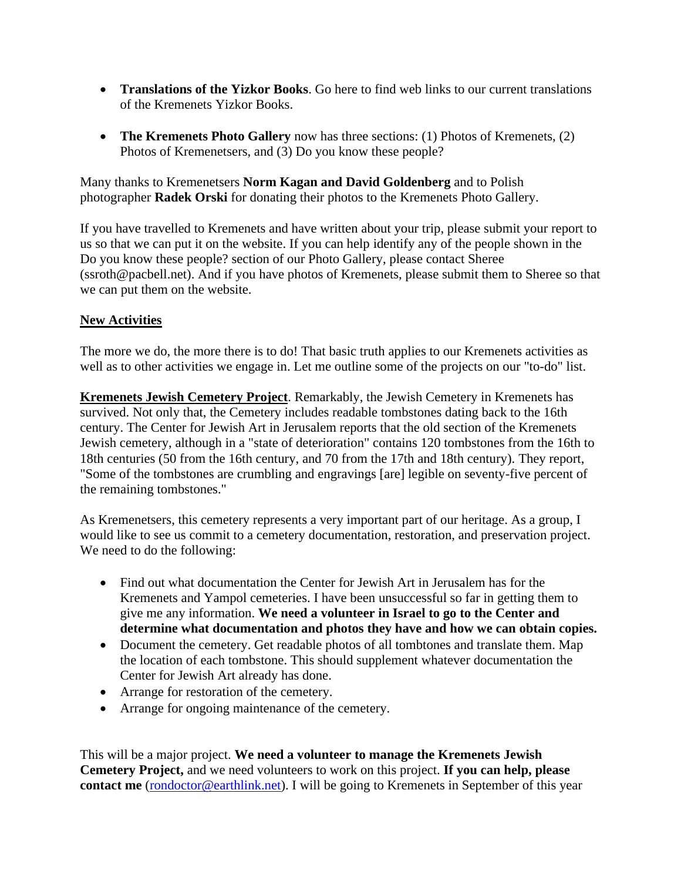- **Translations of the Yizkor Books**. Go here to find web links to our current translations of the Kremenets Yizkor Books.

- **The Kremenets Photo Gallery** now has three sections: (1) Photos of Kremenets, (2) Photos of Kremenetsers, and (3) Do you know these people?

Many thanks to Kremenetsers **Norm Kagan and David Goldenberg** and to Polish photographer **Radek Orski** for donating their photos to the Kremenets Photo Gallery.

If you have travelled to Kremenets and have written about your trip, please submit your report to us so that we can put it on the website. If you can help identify any of the people shown in the Do you know these people? section of our Photo Gallery, please contact Sheree (ssroth@pacbell.net). And if you have photos of Kremenets, please submit them to Sheree so that we can put them on the website.

## New Activities

The more we do, the more there is to do! That basic truth applies to our Kremenets activities as well as to other activities we engage in. Let me outline some of the projects on our "to-do" list.

**Kremenets Jewish Cemetery Project**. Remarkably, the Jewish Cemetery in Kremenets has survived. Not only that, the Cemetery includes readable tombstones dating back to the 16th century. The Center for Jewish Art in Jerusalem reports that the old section of the Kremenets Jewish cemetery, although in a "state of deterioration" contains 120 tombstones from the 16th to 18th centuries (50 from the 16th century, and 70 from the 17th and 18th century). They report, "Some of the tombstones are crumbling and engravings [are] legible on seventy-five percent of the remaining tombstones."

As Kremenetsers, this cemetery represents a very important part of our heritage. As a group, I would like to see us commit to a cemetery documentation, restoration, and preservation project. We need to do the following:

- Find out what documentation the Center for Jewish Art in Jerusalem has for the Kremenets and Yampol cemeteries. I have been unsuccessful so far in getting them to give me any information. **We need a volunteer in Israel to go to the Center and determine what documentation and photos they have and how we can obtain copies.**
- Document the cemetery. Get readable photos of all tombtones and translate them. Map the location of each tombstone. This should supplement whatever documentation the Center for Jewish Art already has done.
- Arrange for restoration of the cemetery.
- Arrange for ongoing maintenance of the cemetery.

This will be a major project. **We need a volunteer to manage the Kremenets Jewish Cemetery Project,** and we need volunteers to work on this project. **If you can help, please contact me** (rondoctor@earthlink.net). I will be going to Kremenets in September of this year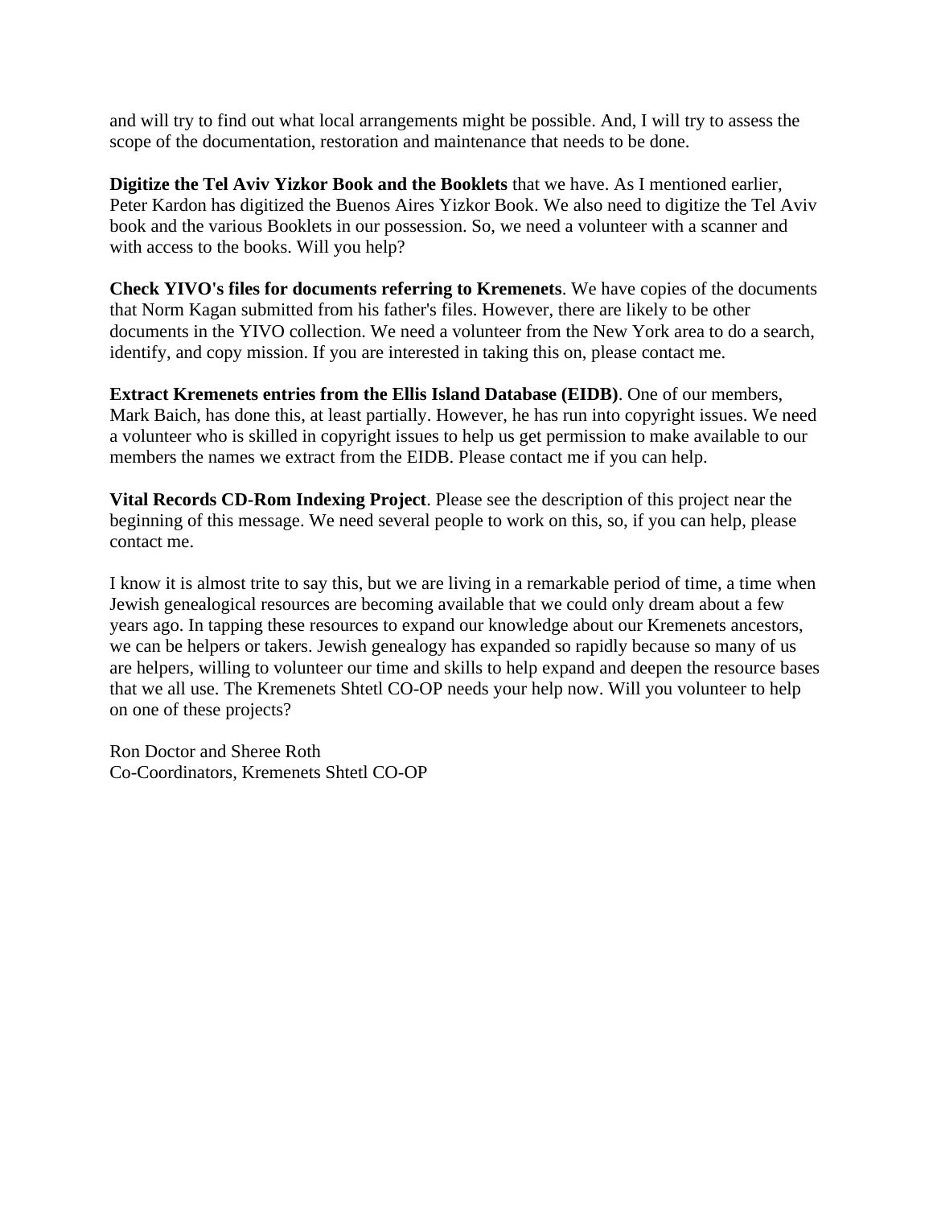and will try to find out what local arrangements might be possible. And, I will try to assess the scope of the documentation, restoration and maintenance that needs to be done.

**Digitize the Tel Aviv Yizkor Book and the Booklets** that we have. As I mentioned earlier, Peter Kardon has digitized the Buenos Aires Yizkor Book. We also need to digitize the Tel Aviv book and the various Booklets in our possession. So, we need a volunteer with a scanner and with access to the books. Will you help?

**Check YIVO's files for documents referring to Kremenets**. We have copies of the documents that Norm Kagan submitted from his father's files. However, there are likely to be other documents in the YIVO collection. We need a volunteer from the New York area to do a search, identify, and copy mission. If you are interested in taking this on, please contact me.

**Extract Kremenets entries from the Ellis Island Database (EIDB)**. One of our members, Mark Baich, has done this, at least partially. However, he has run into copyright issues. We need a volunteer who is skilled in copyright issues to help us get permission to make available to our members the names we extract from the EIDB. Please contact me if you can help.

**Vital Records CD-Rom Indexing Project**. Please see the description of this project near the beginning of this message. We need several people to work on this, so, if you can help, please contact me.

I know it is almost trite to say this, but we are living in a remarkable period of time, a time when Jewish genealogical resources are becoming available that we could only dream about a few years ago. In tapping these resources to expand our knowledge about our Kremenets ancestors, we can be helpers or takers. Jewish genealogy has expanded so rapidly because so many of us are helpers, willing to volunteer our time and skills to help expand and deepen the resource bases that we all use. The Kremenets Shtetl CO-OP needs your help now. Will you volunteer to help on one of these projects?

Ron Doctor and Sheree Roth
Co-Coordinators, Kremenets Shtetl CO-OP